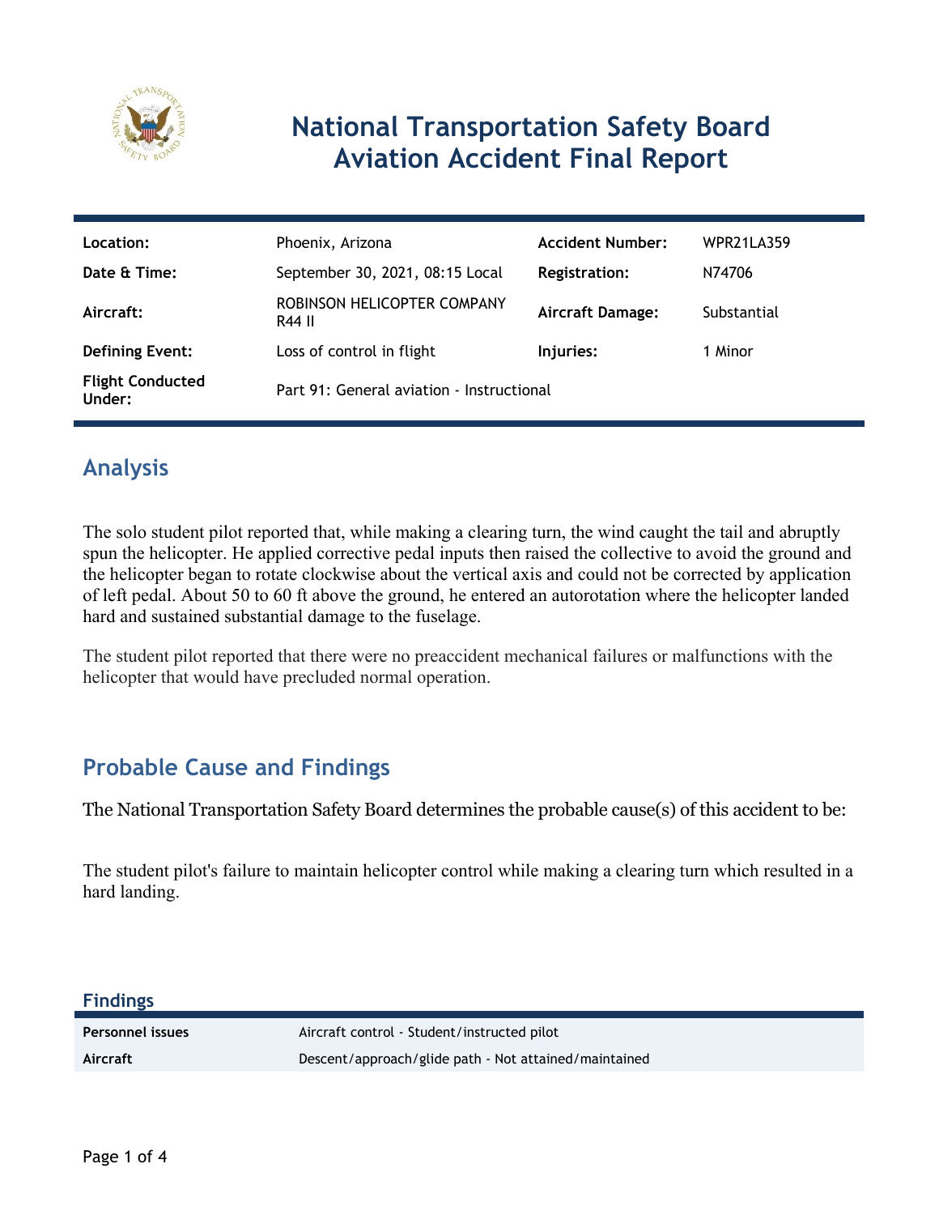# National Transportation Safety Board Aviation Accident Final Report

| | | | |
|---|---|---|---|
| **Location:** | Phoenix, Arizona | **Accident Number:** | WPR21LA359 |
| **Date & Time:** | September 30, 2021, 08:15 Local | **Registration:** | N74706 |
| **Aircraft:** | ROBINSON HELICOPTER COMPANY R44 II | **Aircraft Damage:** | Substantial |
| **Defining Event:** | Loss of control in flight | **Injuries:** | 1 Minor |
| **Flight Conducted Under:** | Part 91: General aviation - Instructional | | |

## Analysis

The solo student pilot reported that, while making a clearing turn, the wind caught the tail and abruptly spun the helicopter. He applied corrective pedal inputs then raised the collective to avoid the ground and the helicopter began to rotate clockwise about the vertical axis and could not be corrected by application of left pedal. About 50 to 60 ft above the ground, he entered an autorotation where the helicopter landed hard and sustained substantial damage to the fuselage.

The student pilot reported that there were no preaccident mechanical failures or malfunctions with the helicopter that would have precluded normal operation.

## Probable Cause and Findings

The National Transportation Safety Board determines the probable cause(s) of this accident to be:

The student pilot's failure to maintain helicopter control while making a clearing turn which resulted in a hard landing.

### Findings

| | |
|---|---|
| **Personnel issues** | Aircraft control - Student/instructed pilot |
| **Aircraft** | Descent/approach/glide path - Not attained/maintained |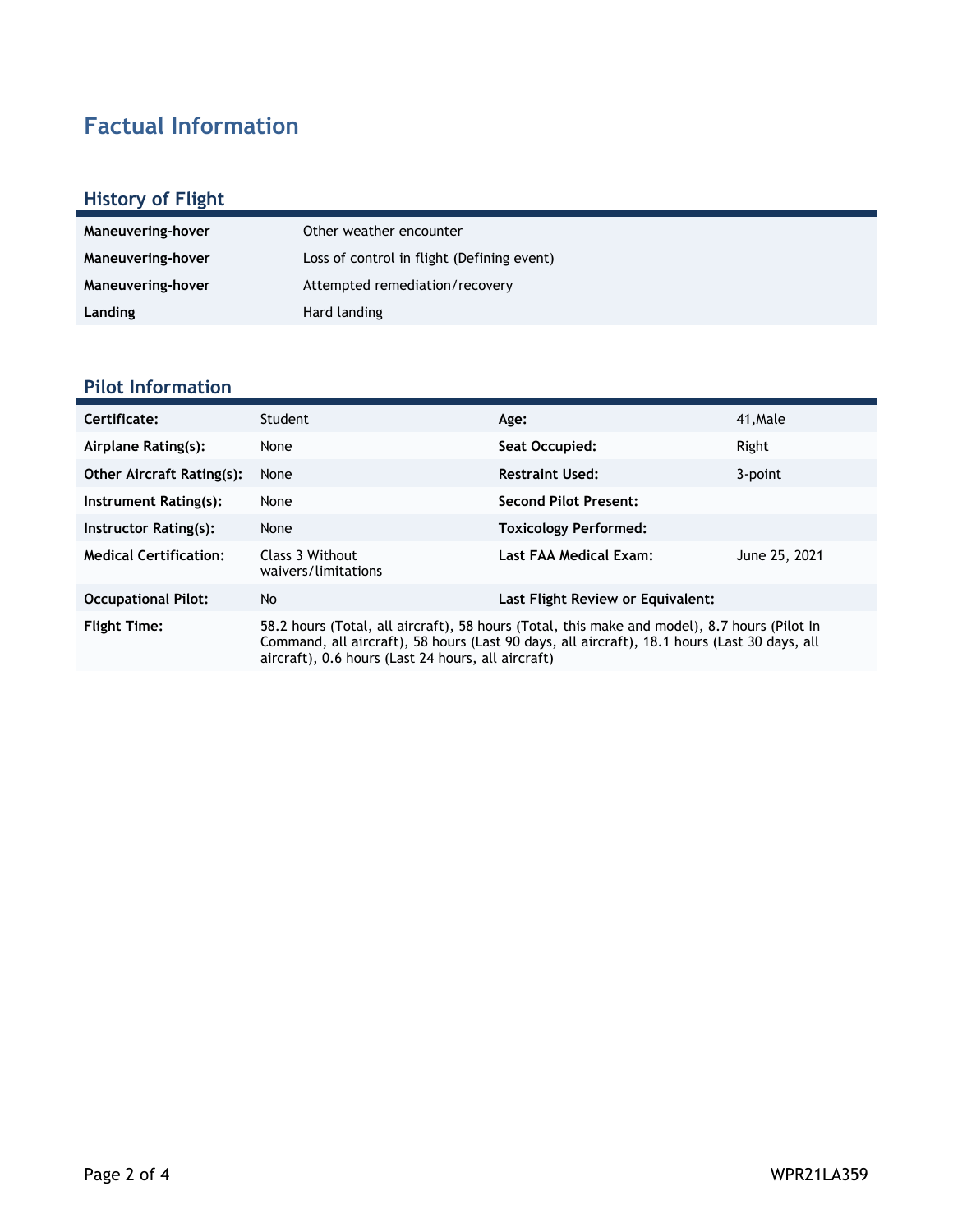# Factual Information

## History of Flight

| | |
|---|---|
| **Maneuvering-hover** | Other weather encounter |
| **Maneuvering-hover** | Loss of control in flight (Defining event) |
| **Maneuvering-hover** | Attempted remediation/recovery |
| **Landing** | Hard landing |

## Pilot Information

| | | | |
|---|---|---|---|
| **Certificate:** | Student | **Age:** | 41,Male |
| **Airplane Rating(s):** | None | **Seat Occupied:** | Right |
| **Other Aircraft Rating(s):** | None | **Restraint Used:** | 3-point |
| **Instrument Rating(s):** | None | **Second Pilot Present:** | |
| **Instructor Rating(s):** | None | **Toxicology Performed:** | |
| **Medical Certification:** | Class 3 Without waivers/limitations | **Last FAA Medical Exam:** | June 25, 2021 |
| **Occupational Pilot:** | No | **Last Flight Review or Equivalent:** | |
| **Flight Time:** | 58.2 hours (Total, all aircraft), 58 hours (Total, this make and model), 8.7 hours (Pilot In Command, all aircraft), 58 hours (Last 90 days, all aircraft), 18.1 hours (Last 30 days, all aircraft), 0.6 hours (Last 24 hours, all aircraft) | | |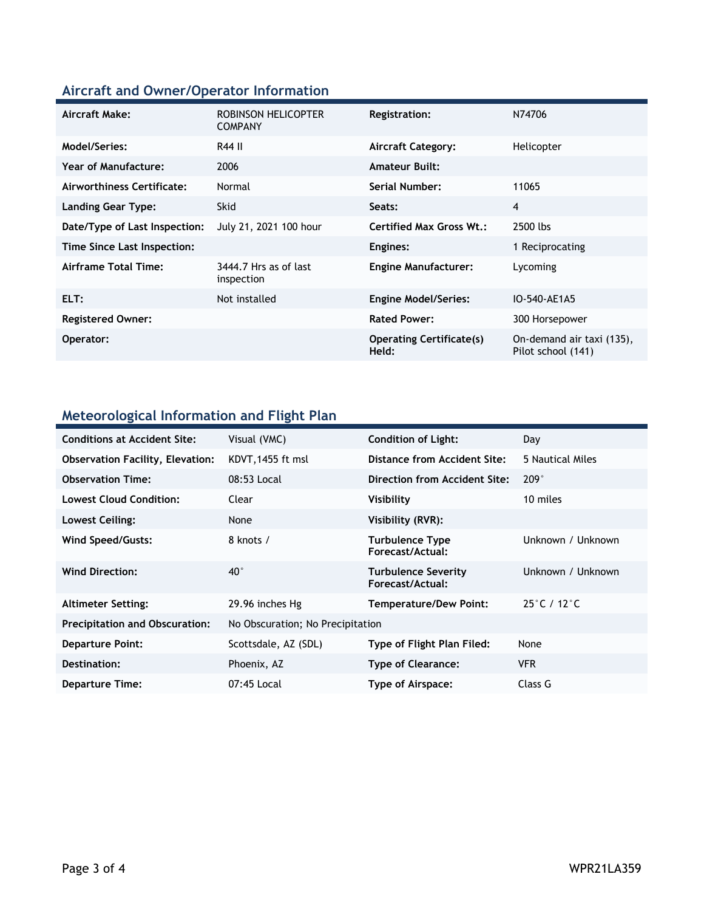## Aircraft and Owner/Operator Information

| | | | |
|---|---|---|---|
| **Aircraft Make:** | ROBINSON HELICOPTER COMPANY | **Registration:** | N74706 |
| **Model/Series:** | R44 II | **Aircraft Category:** | Helicopter |
| **Year of Manufacture:** | 2006 | **Amateur Built:** | |
| **Airworthiness Certificate:** | Normal | **Serial Number:** | 11065 |
| **Landing Gear Type:** | Skid | **Seats:** | 4 |
| **Date/Type of Last Inspection:** | July 21, 2021 100 hour | **Certified Max Gross Wt.:** | 2500 lbs |
| **Time Since Last Inspection:** | | **Engines:** | 1 Reciprocating |
| **Airframe Total Time:** | 3444.7 Hrs as of last inspection | **Engine Manufacturer:** | Lycoming |
| **ELT:** | Not installed | **Engine Model/Series:** | IO-540-AE1A5 |
| **Registered Owner:** | | **Rated Power:** | 300 Horsepower |
| **Operator:** | | **Operating Certificate(s) Held:** | On-demand air taxi (135), Pilot school (141) |

## Meteorological Information and Flight Plan

| | | | |
|---|---|---|---|
| **Conditions at Accident Site:** | Visual (VMC) | **Condition of Light:** | Day |
| **Observation Facility, Elevation:** | KDVT,1455 ft msl | **Distance from Accident Site:** | 5 Nautical Miles |
| **Observation Time:** | 08:53 Local | **Direction from Accident Site:** | 209° |
| **Lowest Cloud Condition:** | Clear | **Visibility** | 10 miles |
| **Lowest Ceiling:** | None | **Visibility (RVR):** | |
| **Wind Speed/Gusts:** | 8 knots / | **Turbulence Type Forecast/Actual:** | Unknown / Unknown |
| **Wind Direction:** | 40° | **Turbulence Severity Forecast/Actual:** | Unknown / Unknown |
| **Altimeter Setting:** | 29.96 inches Hg | **Temperature/Dew Point:** | 25°C / 12°C |
| **Precipitation and Obscuration:** | No Obscuration; No Precipitation | | |
| **Departure Point:** | Scottsdale, AZ (SDL) | **Type of Flight Plan Filed:** | None |
| **Destination:** | Phoenix, AZ | **Type of Clearance:** | VFR |
| **Departure Time:** | 07:45 Local | **Type of Airspace:** | Class G |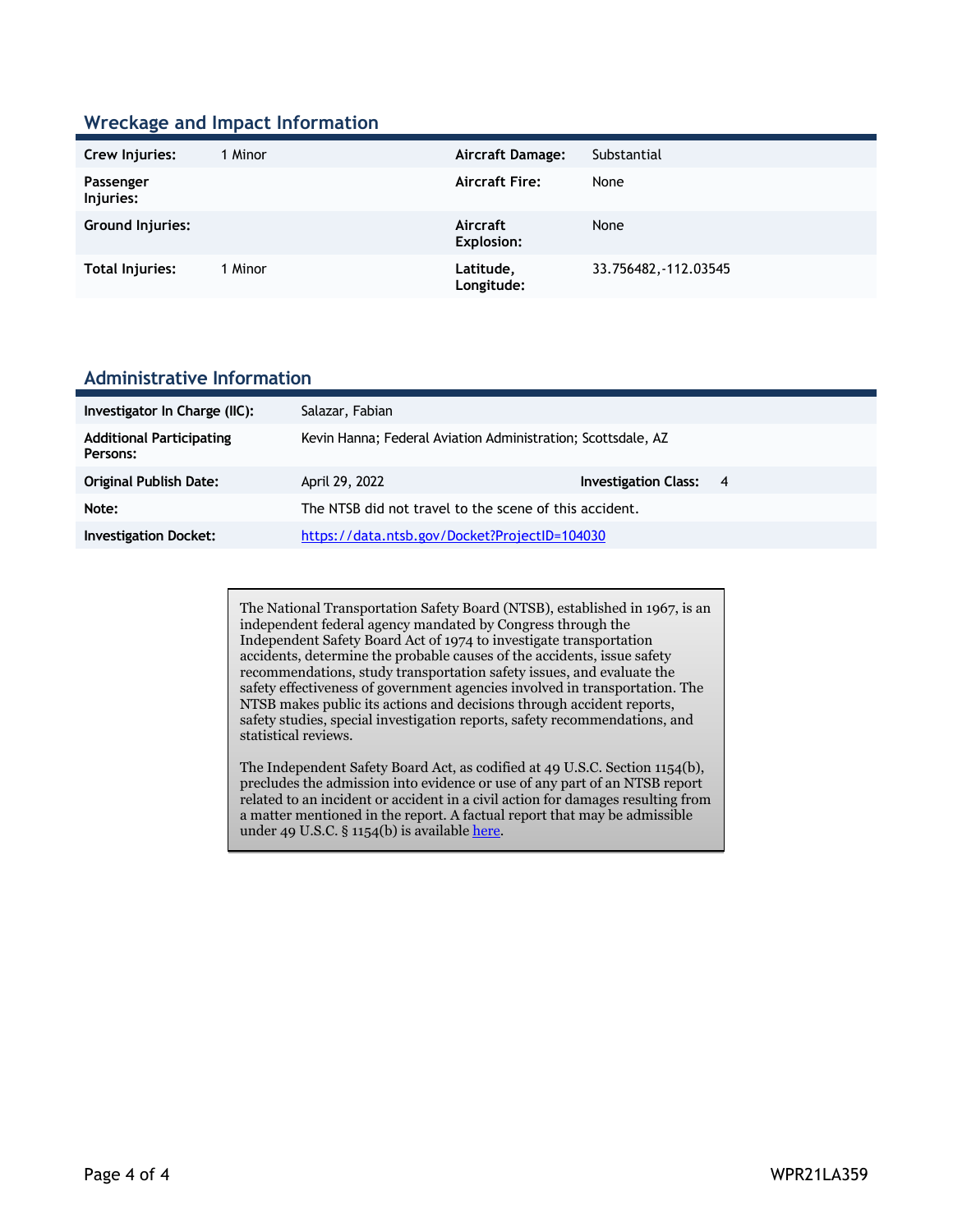## Wreckage and Impact Information

| | | | |
|---|---|---|---|
| **Crew Injuries:** | 1 Minor | **Aircraft Damage:** | Substantial |
| **Passenger Injuries:** | | **Aircraft Fire:** | None |
| **Ground Injuries:** | | **Aircraft Explosion:** | None |
| **Total Injuries:** | 1 Minor | **Latitude, Longitude:** | 33.756482,-112.03545 |

## Administrative Information

| | | | |
|---|---|---|---|
| **Investigator In Charge (IIC):** | Salazar, Fabian | | |
| **Additional Participating Persons:** | Kevin Hanna; Federal Aviation Administration; Scottsdale, AZ | | |
| **Original Publish Date:** | April 29, 2022 | **Investigation Class:** | 4 |
| **Note:** | The NTSB did not travel to the scene of this accident. | | |
| **Investigation Docket:** | https://data.ntsb.gov/Docket?ProjectID=104030 | | |

The National Transportation Safety Board (NTSB), established in 1967, is an independent federal agency mandated by Congress through the Independent Safety Board Act of 1974 to investigate transportation accidents, determine the probable causes of the accidents, issue safety recommendations, study transportation safety issues, and evaluate the safety effectiveness of government agencies involved in transportation. The NTSB makes public its actions and decisions through accident reports, safety studies, special investigation reports, safety recommendations, and statistical reviews.

The Independent Safety Board Act, as codified at 49 U.S.C. Section 1154(b), precludes the admission into evidence or use of any part of an NTSB report related to an incident or accident in a civil action for damages resulting from a matter mentioned in the report. A factual report that may be admissible under 49 U.S.C. § 1154(b) is available here.